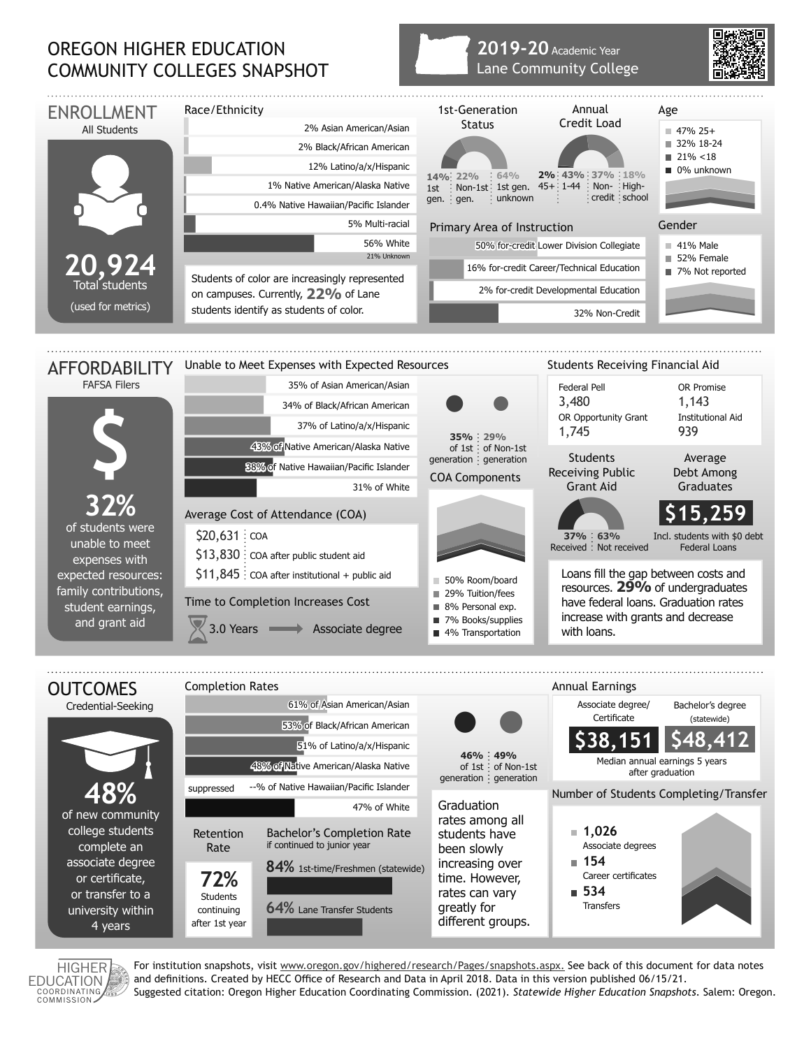# OREGON HIGHER EDUCATION COMMUNITY COLLEGES SNAPSHOT

**2019-20** Academic Year
Lane Community College

## ENROLLMENT

All Students

**20,924**
Total students
(used for metrics)

### Race/Ethnicity

- 2% Asian American/Asian
- 2% Black/African American
- 12% Latino/a/x/Hispanic
- 1% Native American/Alaska Native
- 0.4% Native Hawaiian/Pacific Islander
- 5% Multi-racial
- 56% White
- 21% Unknown

Students of color are increasingly represented on campuses. Currently, **22%** of Lane students identify as students of color.

### 1st-Generation Status

- 14% 1st gen.
- 22% Non-1st gen.
- 64% 1st gen. unknown

### Annual Credit Load

- 2% 45+
- 43% 1-44
- 37% Non-credit
- 18% High-school

### Age

- 47% 25+
- 32% 18-24
- 21% <18
- 0% unknown

### Primary Area of Instruction

- 50% for-credit Lower Division Collegiate
- 16% for-credit Career/Technical Education
- 2% for-credit Developmental Education
- 32% Non-Credit

### Gender

- 41% Male
- 52% Female
- 7% Not reported

## AFFORDABILITY

FAFSA Filers

**32%** of students were unable to meet expenses with expected resources: family contributions, student earnings, and grant aid

### Unable to Meet Expenses with Expected Resources

- 35% of Asian American/Asian
- 34% of Black/African American
- 37% of Latino/a/x/Hispanic
- 43% of Native American/Alaska Native
- 38% of Native Hawaiian/Pacific Islander
- 31% of White

- 35% of 1st generation
- 29% of Non-1st generation

### Average Cost of Attendance (COA)

- $20,631 COA
- $13,830 COA after public student aid
- $11,845 COA after institutional + public aid

### COA Components

- 50% Room/board
- 29% Tuition/fees
- 8% Personal exp.
- 7% Books/supplies
- 4% Transportation

### Time to Completion Increases Cost

3.0 Years → Associate degree

### Students Receiving Financial Aid

| Federal Pell | OR Promise |
|---|---|
| 3,480 | 1,143 |
| **OR Opportunity Grant** | **Institutional Aid** |
| 1,745 | 939 |

### Students Receiving Public Grant Aid

- 37% Received
- 63% Not received

### Average Debt Among Graduates

**$15,259**
Incl. students with $0 debt Federal Loans

Loans fill the gap between costs and resources. **29%** of undergraduates have federal loans. Graduation rates increase with grants and decrease with loans.

## OUTCOMES

Credential-Seeking

**48%** of new community college students complete an associate degree or certificate, or transfer to a university within 4 years

### Completion Rates

- 61% of Asian American/Asian
- 53% of Black/African American
- 51% of Latino/a/x/Hispanic
- 48% of Native American/Alaska Native
- suppressed --% of Native Hawaiian/Pacific Islander
- 47% of White

- 46% of 1st generation
- 49% of Non-1st generation

Graduation rates among all students have been slowly increasing over time. However, rates can vary greatly for different groups.

### Retention Rate

**72%** Students continuing after 1st year

### Bachelor's Completion Rate

if continued to junior year

- **84%** 1st-time/Freshmen (statewide)
- **64%** Lane Transfer Students

### Annual Earnings

| Associate degree/ Certificate | Bachelor's degree (statewide) |
|---|---|
| $38,151 | $48,412 |

Median annual earnings 5 years after graduation

### Number of Students Completing/Transfer

- **1,026** Associate degrees
- **154** Career certificates
- **534** Transfers

For institution snapshots, visit www.oregon.gov/highered/research/Pages/snapshots.aspx. See back of this document for data notes and definitions. Created by HECC Office of Research and Data in April 2018. Data in this version published 06/15/21.
Suggested citation: Oregon Higher Education Coordinating Commission. (2021). *Statewide Higher Education Snapshots*. Salem: Oregon.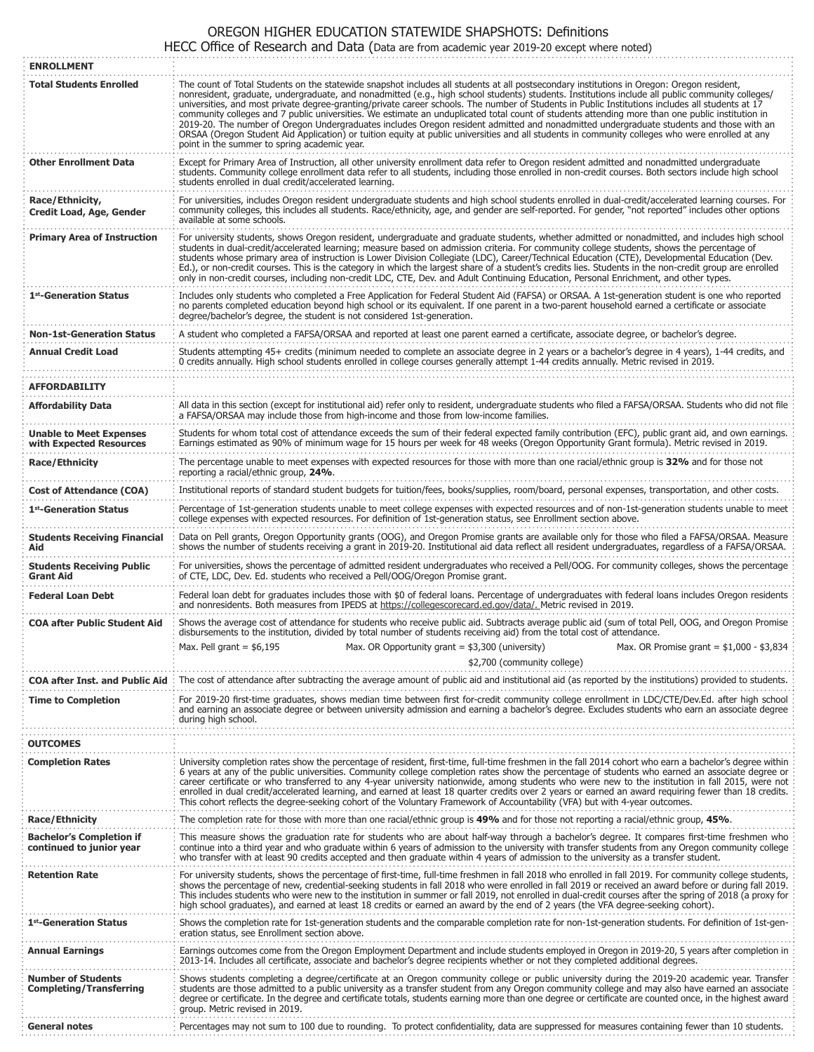# OREGON HIGHER EDUCATION STATEWIDE SHAPSHOTS: Definitions

HECC Office of Research and Data (Data are from academic year 2019-20 except where noted)

| | |
|---|---|
| **ENROLLMENT** | |
| **Total Students Enrolled** | The count of Total Students on the statewide snapshot includes all students at all postsecondary institutions in Oregon: Oregon resident, nonresident, graduate, undergraduate, and nonadmitted (e.g., high school students) students. Institutions include all public community colleges/universities, and most private degree-granting/private career schools. The number of Students in Public Institutions includes all students at 17 community colleges and 7 public universities. We estimate an unduplicated total count of students attending more than one public institution in 2019-20. The number of Oregon Undergraduates includes Oregon resident admitted and nonadmitted undergraduate students and those with an ORSAA (Oregon Student Aid Application) or tuition equity at public universities and all students in community colleges who were enrolled at any point in the summer to spring academic year. |
| **Other Enrollment Data** | Except for Primary Area of Instruction, all other university enrollment data refer to Oregon resident admitted and nonadmitted undergraduate students. Community college enrollment data refer to all students, including those enrolled in non-credit courses. Both sectors include high school students enrolled in dual credit/accelerated learning. |
| **Race/Ethnicity, Credit Load, Age, Gender** | For universities, includes Oregon resident undergraduate students and high school students enrolled in dual-credit/accelerated learning courses. For community colleges, this includes all students. Race/ethnicity, age, and gender are self-reported. For gender, "not reported" includes other options available at some schools. |
| **Primary Area of Instruction** | For university students, shows Oregon resident, undergraduate and graduate students, whether admitted or nonadmitted, and includes high school students in dual-credit/accelerated learning; measure based on admission criteria. For community college students, shows the percentage of students whose primary area of instruction is Lower Division Collegiate (LDC), Career/Technical Education (CTE), Developmental Education (Dev. Ed.), or non-credit courses. This is the category in which the largest share of a student's credits lies. Students in the non-credit group are enrolled only in non-credit courses, including non-credit LDC, CTE, Dev. and Adult Continuing Education, Personal Enrichment, and other types. |
| **1st-Generation Status** | Includes only students who completed a Free Application for Federal Student Aid (FAFSA) or ORSAA. A 1st-generation student is one who reported no parents completed education beyond high school or its equivalent. If one parent in a two-parent household earned a certificate or associate degree/bachelor's degree, the student is not considered 1st-generation. |
| **Non-1st-Generation Status** | A student who completed a FAFSA/ORSAA and reported at least one parent earned a certificate, associate degree, or bachelor's degree. |
| **Annual Credit Load** | Students attempting 45+ credits (minimum needed to complete an associate degree in 2 years or a bachelor's degree in 4 years), 1-44 credits, and 0 credits annually. High school students enrolled in college courses generally attempt 1-44 credits annually. Metric revised in 2019. |
| **AFFORDABILITY** | |
| **Affordability Data** | All data in this section (except for institutional aid) refer only to resident, undergraduate students who filed a FAFSA/ORSAA. Students who did not file a FAFSA/ORSAA may include those from high-income and those from low-income families. |
| **Unable to Meet Expenses with Expected Resources** | Students for whom total cost of attendance exceeds the sum of their federal expected family contribution (EFC), public grant aid, and own earnings. Earnings estimated as 90% of minimum wage for 15 hours per week for 48 weeks (Oregon Opportunity Grant formula). Metric revised in 2019. |
| **Race/Ethnicity** | The percentage unable to meet expenses with expected resources for those with more than one racial/ethnic group is **32%** and for those not reporting a racial/ethnic group, **24%**. |
| **Cost of Attendance (COA)** | Institutional reports of standard student budgets for tuition/fees, books/supplies, room/board, personal expenses, transportation, and other costs. |
| **1st-Generation Status** | Percentage of 1st-generation students unable to meet college expenses with expected resources and of non-1st-generation students unable to meet college expenses with expected resources. For definition of 1st-generation status, see Enrollment section above. |
| **Students Receiving Financial Aid** | Data on Pell grants, Oregon Opportunity grants (OOG), and Oregon Promise grants are available only for those who filed a FAFSA/ORSAA. Measure shows the number of students receiving a grant in 2019-20. Institutional aid data reflect all resident undergraduates, regardless of a FAFSA/ORSAA. |
| **Students Receiving Public Grant Aid** | For universities, shows the percentage of admitted resident undergraduates who received a Pell/OOG. For community colleges, shows the percentage of CTE, LDC, Dev. Ed. students who received a Pell/OOG/Oregon Promise grant. |
| **Federal Loan Debt** | Federal loan debt for graduates includes those with $0 of federal loans. Percentage of undergraduates with federal loans includes Oregon residents and nonresidents. Both measures from IPEDS at https://collegescorecard.ed.gov/data/. Metric revised in 2019. |
| **COA after Public Student Aid** | Shows the average cost of attendance for students who receive public aid. Subtracts average public aid (sum of total Pell, OOG, and Oregon Promise disbursements to the institution, divided by total number of students receiving aid) from the total cost of attendance. Max. Pell grant = $6,195; Max. OR Opportunity grant = $3,300 (university), $2,700 (community college); Max. OR Promise grant = $1,000 - $3,834 |
| **COA after Inst. and Public Aid** | The cost of attendance after subtracting the average amount of public aid and institutional aid (as reported by the institutions) provided to students. |
| **Time to Completion** | For 2019-20 first-time graduates, shows median time between first for-credit community college enrollment in LDC/CTE/Dev.Ed. after high school and earning an associate degree or between university admission and earning a bachelor's degree. Excludes students who earn an associate degree during high school. |
| **OUTCOMES** | |
| **Completion Rates** | University completion rates show the percentage of resident, first-time, full-time freshmen in the fall 2014 cohort who earn a bachelor's degree within 6 years at any of the public universities. Community college completion rates show the percentage of students who earned an associate degree or career certificate or who transferred to any 4-year university nationwide, among students who were new to the institution in fall 2015, were not enrolled in dual credit/accelerated learning, and earned at least 18 quarter credits over 2 years or earned an award requiring fewer than 18 credits. This cohort reflects the degree-seeking cohort of the Voluntary Framework of Accountability (VFA) but with 4-year outcomes. |
| **Race/Ethnicity** | The completion rate for those with more than one racial/ethnic group is **49%** and for those not reporting a racial/ethnic group, **45%**. |
| **Bachelor's Completion if continued to junior year** | This measure shows the graduation rate for students who are about half-way through a bachelor's degree. It compares first-time freshmen who continue into a third year and who graduate within 6 years of admission to the university with transfer students from any Oregon community college who transfer with at least 90 credits accepted and then graduate within 4 years of admission to the university as a transfer student. |
| **Retention Rate** | For university students, shows the percentage of first-time, full-time freshmen in fall 2018 who enrolled in fall 2019. For community college students, shows the percentage of new, credential-seeking students in fall 2018 who were enrolled in fall 2019 or received an award before or during fall 2019. This includes students who were new to the institution in summer or fall 2019, not enrolled in dual-credit courses after the spring of 2018 (a proxy for high school graduates), and earned at least 18 credits or earned an award by the end of 2 years (the VFA degree-seeking cohort). |
| **1st-Generation Status** | Shows the completion rate for 1st-generation students and the comparable completion rate for non-1st-generation students. For definition of 1st-generation status, see Enrollment section above. |
| **Annual Earnings** | Earnings outcomes come from the Oregon Employment Department and include students employed in Oregon in 2019-20, 5 years after completion in 2013-14. Includes all certificate, associate and bachelor's degree recipients whether or not they completed additional degrees. |
| **Number of Students Completing/Transferring** | Shows students completing a degree/certificate at an Oregon community college or public university during the 2019-20 academic year. Transfer students are those admitted to a public university as a transfer student from any Oregon community college and may also have earned an associate degree or certificate. In the degree and certificate totals, students earning more than one degree or certificate are counted once, in the highest award group. Metric revised in 2019. |
| **General notes** | Percentages may not sum to 100 due to rounding. To protect confidentiality, data are suppressed for measures containing fewer than 10 students. |